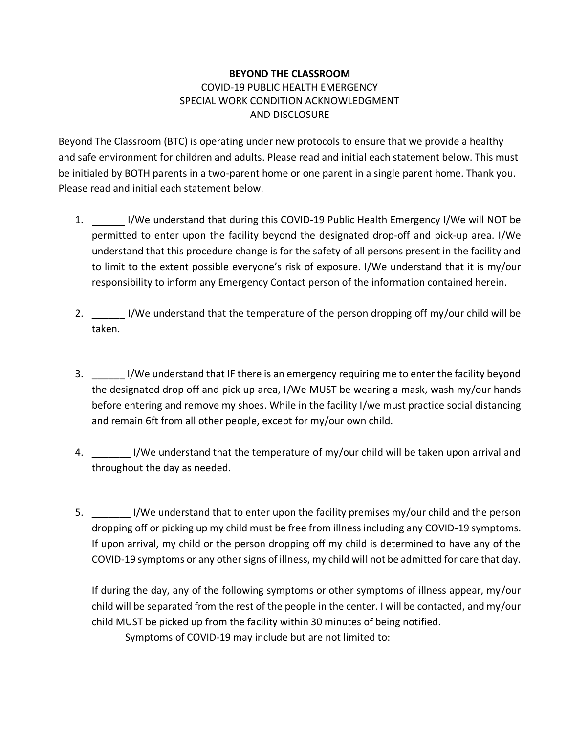**BEYOND THE CLASSROOM**
COVID-19 PUBLIC HEALTH EMERGENCY
SPECIAL WORK CONDITION ACKNOWLEDGMENT
AND DISCLOSURE

Beyond The Classroom (BTC) is operating under new protocols to ensure that we provide a healthy and safe environment for children and adults. Please read and initial each statement below. This must be initialed by BOTH parents in a two-parent home or one parent in a single parent home. Thank you. Please read and initial each statement below.

1. ______ I/We understand that during this COVID-19 Public Health Emergency I/We will NOT be permitted to enter upon the facility beyond the designated drop-off and pick-up area. I/We understand that this procedure change is for the safety of all persons present in the facility and to limit to the extent possible everyone's risk of exposure. I/We understand that it is my/our responsibility to inform any Emergency Contact person of the information contained herein.

2. ______ I/We understand that the temperature of the person dropping off my/our child will be taken.

3. ______ I/We understand that IF there is an emergency requiring me to enter the facility beyond the designated drop off and pick up area, I/We MUST be wearing a mask, wash my/our hands before entering and remove my shoes. While in the facility I/we must practice social distancing and remain 6ft from all other people, except for my/our own child.

4. _______ I/We understand that the temperature of my/our child will be taken upon arrival and throughout the day as needed.

5. _______ I/We understand that to enter upon the facility premises my/our child and the person dropping off or picking up my child must be free from illness including any COVID-19 symptoms. If upon arrival, my child or the person dropping off my child is determined to have any of the COVID-19 symptoms or any other signs of illness, my child will not be admitted for care that day.

   If during the day, any of the following symptoms or other symptoms of illness appear, my/our child will be separated from the rest of the people in the center. I will be contacted, and my/our child MUST be picked up from the facility within 30 minutes of being notified.

   Symptoms of COVID-19 may include but are not limited to: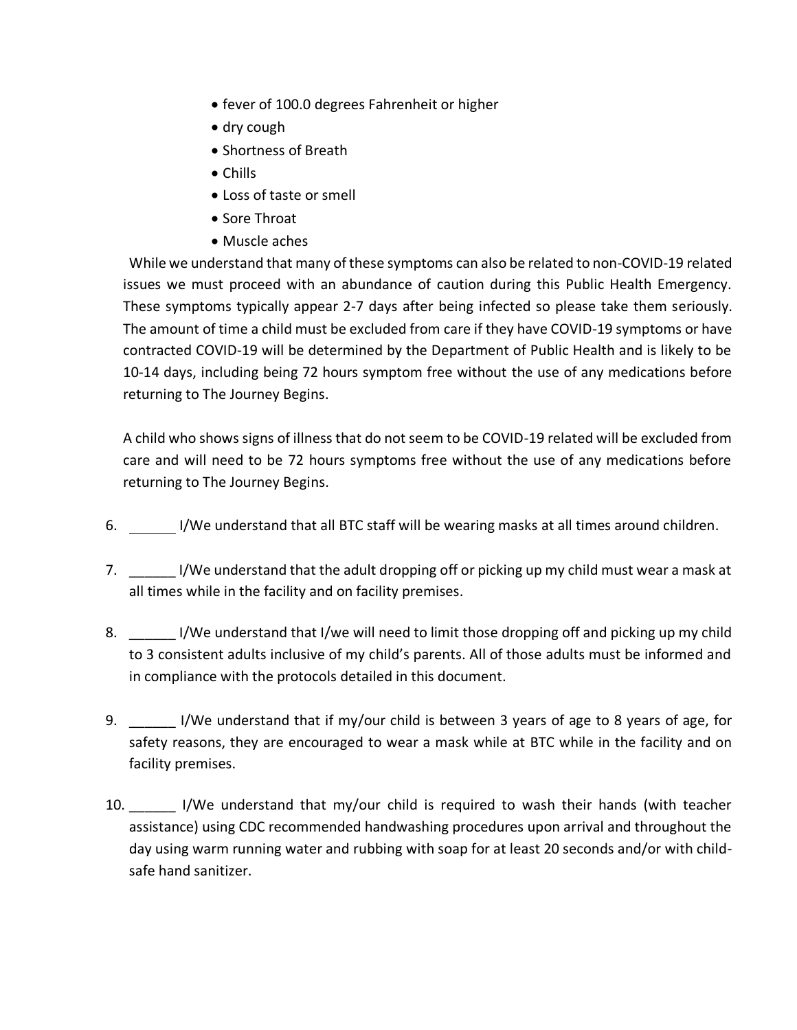- fever of 100.0 degrees Fahrenheit or higher
- dry cough
- Shortness of Breath
- Chills
- Loss of taste or smell
- Sore Throat
- Muscle aches

While we understand that many of these symptoms can also be related to non-COVID-19 related issues we must proceed with an abundance of caution during this Public Health Emergency. These symptoms typically appear 2-7 days after being infected so please take them seriously. The amount of time a child must be excluded from care if they have COVID-19 symptoms or have contracted COVID-19 will be determined by the Department of Public Health and is likely to be 10-14 days, including being 72 hours symptom free without the use of any medications before returning to The Journey Begins.

A child who shows signs of illness that do not seem to be COVID-19 related will be excluded from care and will need to be 72 hours symptoms free without the use of any medications before returning to The Journey Begins.

6. ______ I/We understand that all BTC staff will be wearing masks at all times around children.

7. ______ I/We understand that the adult dropping off or picking up my child must wear a mask at all times while in the facility and on facility premises.

8. ______ I/We understand that I/we will need to limit those dropping off and picking up my child to 3 consistent adults inclusive of my child's parents. All of those adults must be informed and in compliance with the protocols detailed in this document.

9. ______ I/We understand that if my/our child is between 3 years of age to 8 years of age, for safety reasons, they are encouraged to wear a mask while at BTC while in the facility and on facility premises.

10. ______ I/We understand that my/our child is required to wash their hands (with teacher assistance) using CDC recommended handwashing procedures upon arrival and throughout the day using warm running water and rubbing with soap for at least 20 seconds and/or with child-safe hand sanitizer.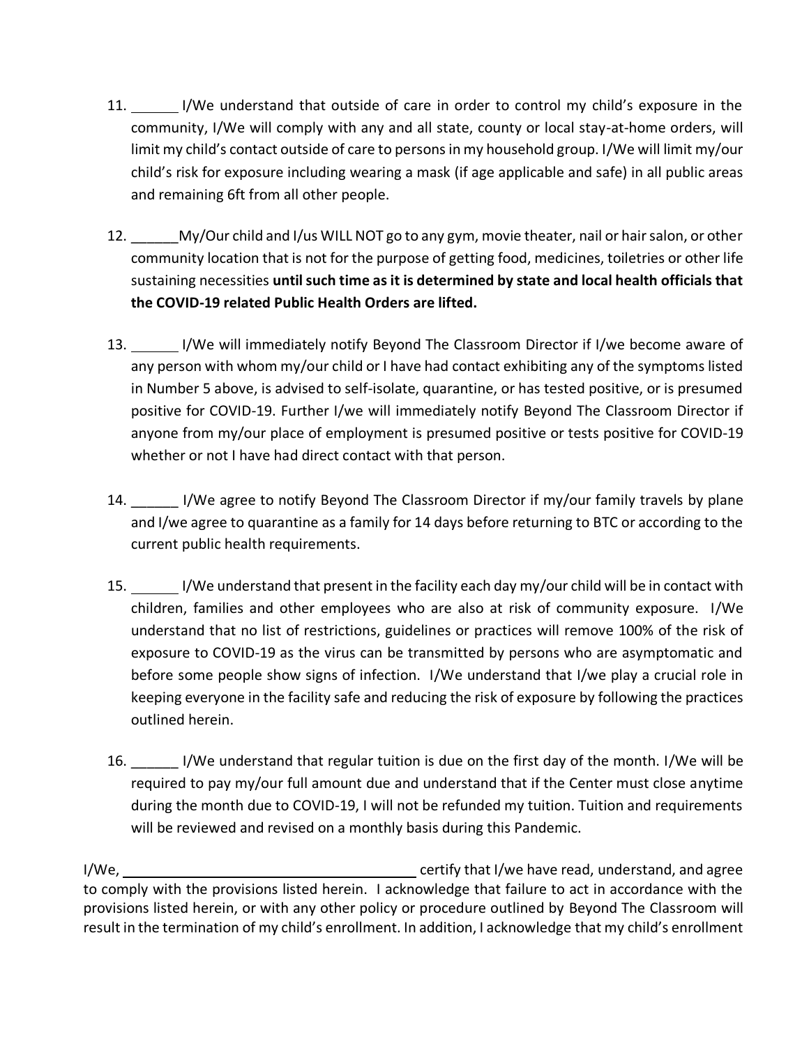11. ______ I/We understand that outside of care in order to control my child's exposure in the community, I/We will comply with any and all state, county or local stay-at-home orders, will limit my child's contact outside of care to persons in my household group. I/We will limit my/our child's risk for exposure including wearing a mask (if age applicable and safe) in all public areas and remaining 6ft from all other people.

12. ______My/Our child and I/us WILL NOT go to any gym, movie theater, nail or hair salon, or other community location that is not for the purpose of getting food, medicines, toiletries or other life sustaining necessities **until such time as it is determined by state and local health officials that the COVID-19 related Public Health Orders are lifted.**

13. ______ I/We will immediately notify Beyond The Classroom Director if I/we become aware of any person with whom my/our child or I have had contact exhibiting any of the symptoms listed in Number 5 above, is advised to self-isolate, quarantine, or has tested positive, or is presumed positive for COVID-19. Further I/we will immediately notify Beyond The Classroom Director if anyone from my/our place of employment is presumed positive or tests positive for COVID-19 whether or not I have had direct contact with that person.

14. ______ I/We agree to notify Beyond The Classroom Director if my/our family travels by plane and I/we agree to quarantine as a family for 14 days before returning to BTC or according to the current public health requirements.

15. ______ I/We understand that present in the facility each day my/our child will be in contact with children, families and other employees who are also at risk of community exposure. I/We understand that no list of restrictions, guidelines or practices will remove 100% of the risk of exposure to COVID-19 as the virus can be transmitted by persons who are asymptomatic and before some people show signs of infection. I/We understand that I/we play a crucial role in keeping everyone in the facility safe and reducing the risk of exposure by following the practices outlined herein.

16. ______ I/We understand that regular tuition is due on the first day of the month. I/We will be required to pay my/our full amount due and understand that if the Center must close anytime during the month due to COVID-19, I will not be refunded my tuition. Tuition and requirements will be reviewed and revised on a monthly basis during this Pandemic.

I/We, ________________________________________ certify that I/we have read, understand, and agree to comply with the provisions listed herein. I acknowledge that failure to act in accordance with the provisions listed herein, or with any other policy or procedure outlined by Beyond The Classroom will result in the termination of my child's enrollment. In addition, I acknowledge that my child's enrollment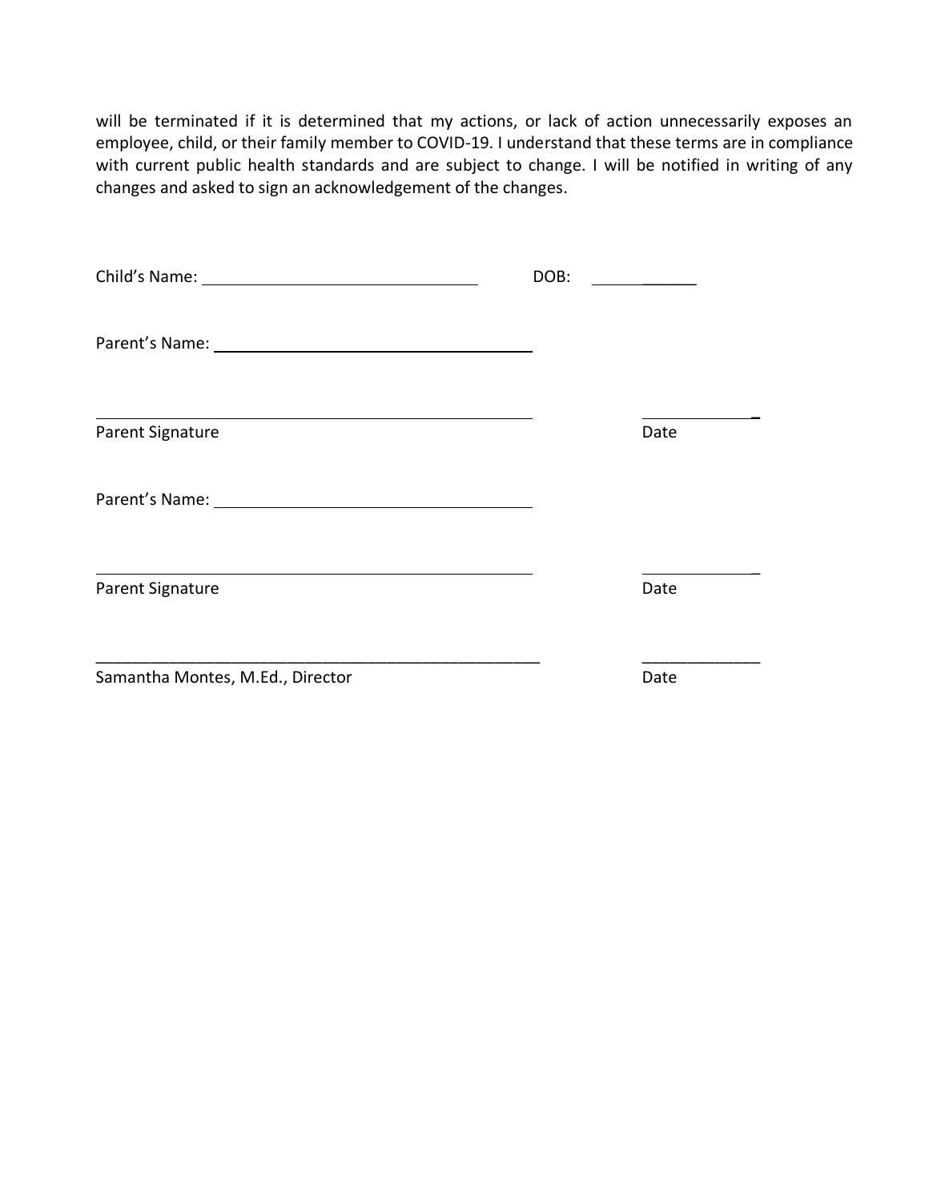will be terminated if it is determined that my actions, or lack of action unnecessarily exposes an employee, child, or their family member to COVID-19. I understand that these terms are in compliance with current public health standards and are subject to change. I will be notified in writing of any changes and asked to sign an acknowledgement of the changes.

Child's Name: ______________________________ DOB: ____________

Parent's Name: ____________________________________

______________________________________________ ____________

Parent Signature Date

Parent's Name: ____________________________________

______________________________________________ ____________

Parent Signature Date

______________________________________________ ____________

Samantha Montes, M.Ed., Director Date